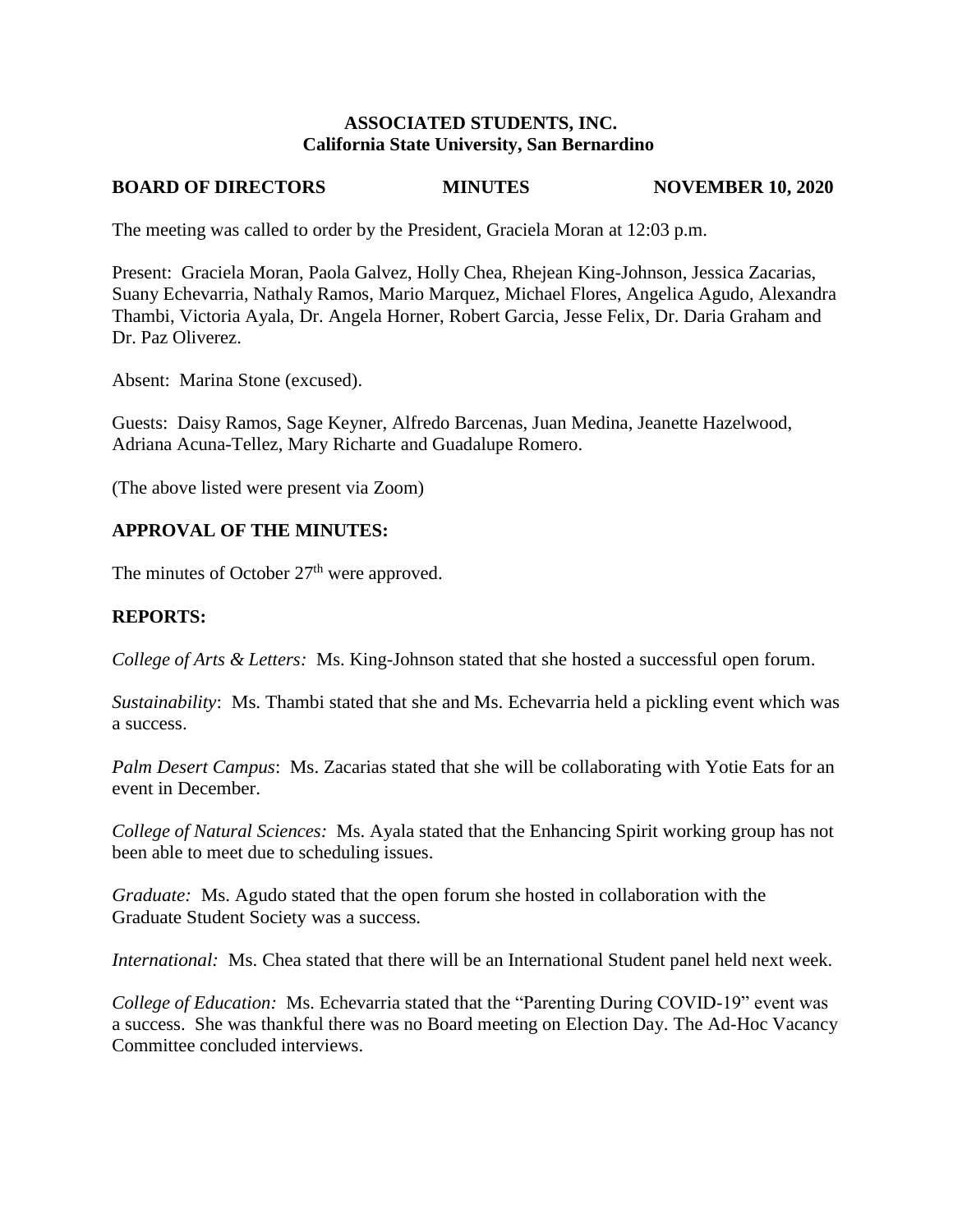**ASSOCIATED STUDENTS, INC.**
**California State University, San Bernardino**

**BOARD OF DIRECTORS MINUTES NOVEMBER 10, 2020**

The meeting was called to order by the President, Graciela Moran at 12:03 p.m.

Present: Graciela Moran, Paola Galvez, Holly Chea, Rhejean King-Johnson, Jessica Zacarias, Suany Echevarria, Nathaly Ramos, Mario Marquez, Michael Flores, Angelica Agudo, Alexandra Thambi, Victoria Ayala, Dr. Angela Horner, Robert Garcia, Jesse Felix, Dr. Daria Graham and Dr. Paz Oliverez.

Absent: Marina Stone (excused).

Guests: Daisy Ramos, Sage Keyner, Alfredo Barcenas, Juan Medina, Jeanette Hazelwood, Adriana Acuna-Tellez, Mary Richarte and Guadalupe Romero.

(The above listed were present via Zoom)

## APPROVAL OF THE MINUTES:

The minutes of October 27th were approved.

## REPORTS:

*College of Arts & Letters:* Ms. King-Johnson stated that she hosted a successful open forum.

*Sustainability*: Ms. Thambi stated that she and Ms. Echevarria held a pickling event which was a success.

*Palm Desert Campus*: Ms. Zacarias stated that she will be collaborating with Yotie Eats for an event in December.

*College of Natural Sciences:* Ms. Ayala stated that the Enhancing Spirit working group has not been able to meet due to scheduling issues.

*Graduate:* Ms. Agudo stated that the open forum she hosted in collaboration with the Graduate Student Society was a success.

*International:* Ms. Chea stated that there will be an International Student panel held next week.

*College of Education:* Ms. Echevarria stated that the "Parenting During COVID-19" event was a success. She was thankful there was no Board meeting on Election Day. The Ad-Hoc Vacancy Committee concluded interviews.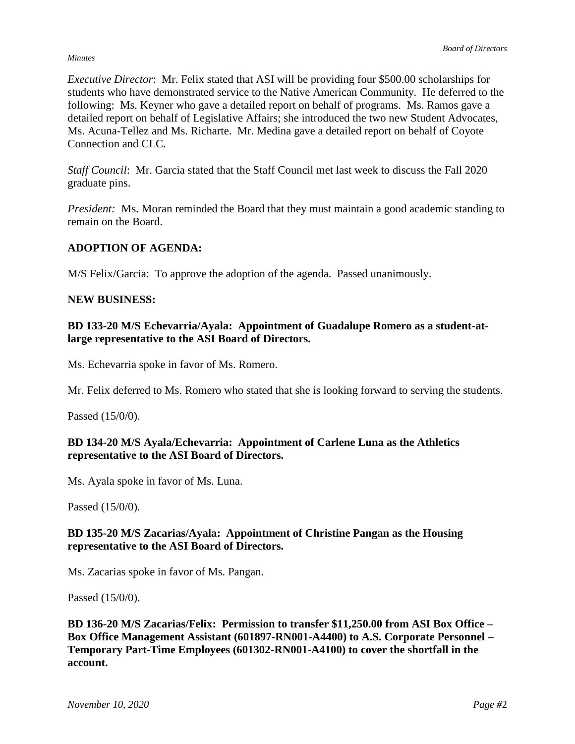*Executive Director*: Mr. Felix stated that ASI will be providing four $500.00 scholarships for students who have demonstrated service to the Native American Community. He deferred to the following: Ms. Keyner who gave a detailed report on behalf of programs. Ms. Ramos gave a detailed report on behalf of Legislative Affairs; she introduced the two new Student Advocates, Ms. Acuna-Tellez and Ms. Richarte. Mr. Medina gave a detailed report on behalf of Coyote Connection and CLC.

*Staff Council*: Mr. Garcia stated that the Staff Council met last week to discuss the Fall 2020 graduate pins.

*President:* Ms. Moran reminded the Board that they must maintain a good academic standing to remain on the Board.

**ADOPTION OF AGENDA:**

M/S Felix/Garcia: To approve the adoption of the agenda. Passed unanimously.

**NEW BUSINESS:**

**BD 133-20 M/S Echevarria/Ayala: Appointment of Guadalupe Romero as a student-at-large representative to the ASI Board of Directors.**

Ms. Echevarria spoke in favor of Ms. Romero.

Mr. Felix deferred to Ms. Romero who stated that she is looking forward to serving the students.

Passed (15/0/0).

**BD 134-20 M/S Ayala/Echevarria: Appointment of Carlene Luna as the Athletics representative to the ASI Board of Directors.**

Ms. Ayala spoke in favor of Ms. Luna.

Passed (15/0/0).

**BD 135-20 M/S Zacarias/Ayala: Appointment of Christine Pangan as the Housing representative to the ASI Board of Directors.**

Ms. Zacarias spoke in favor of Ms. Pangan.

Passed (15/0/0).

**BD 136-20 M/S Zacarias/Felix: Permission to transfer $11,250.00 from ASI Box Office – Box Office Management Assistant (601897-RN001-A4400) to A.S. Corporate Personnel – Temporary Part-Time Employees (601302-RN001-A4100) to cover the shortfall in the account.**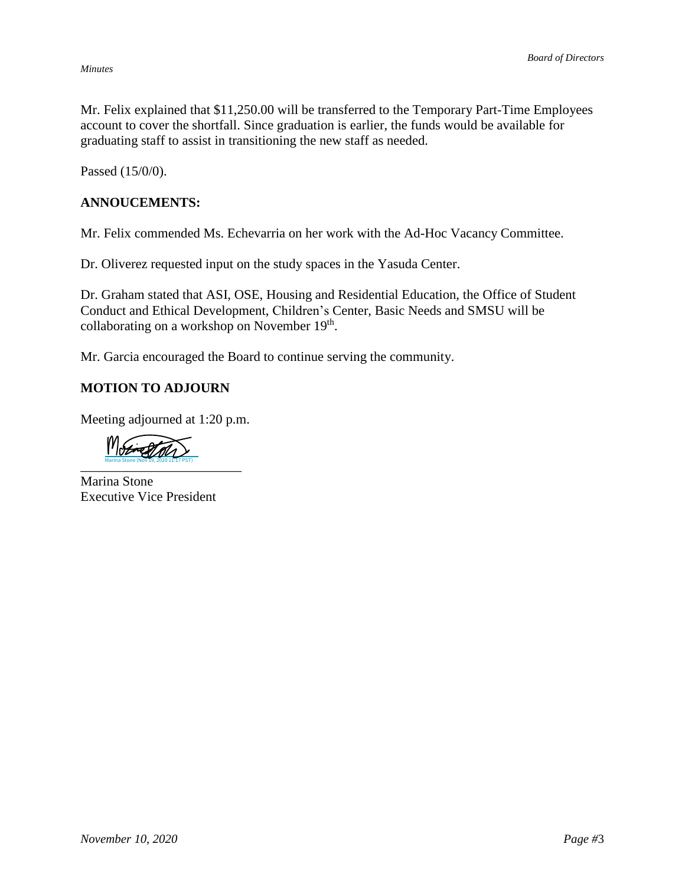Mr. Felix explained that $11,250.00 will be transferred to the Temporary Part-Time Employees account to cover the shortfall. Since graduation is earlier, the funds would be available for graduating staff to assist in transitioning the new staff as needed.

Passed (15/0/0).

**ANNOUCEMENTS:**

Mr. Felix commended Ms. Echevarria on her work with the Ad-Hoc Vacancy Committee.

Dr. Oliverez requested input on the study spaces in the Yasuda Center.

Dr. Graham stated that ASI, OSE, Housing and Residential Education, the Office of Student Conduct and Ethical Development, Children's Center, Basic Needs and SMSU will be collaborating on a workshop on November 19th.

Mr. Garcia encouraged the Board to continue serving the community.

**MOTION TO ADJOURN**

Meeting adjourned at 1:20 p.m.

Marina Stone (Nov 19, 2020 11:17 PST)

\_\_\_\_\_\_\_\_\_\_\_\_\_\_\_\_\_\_\_\_\_\_\_\_\_\_

Marina Stone
Executive Vice President